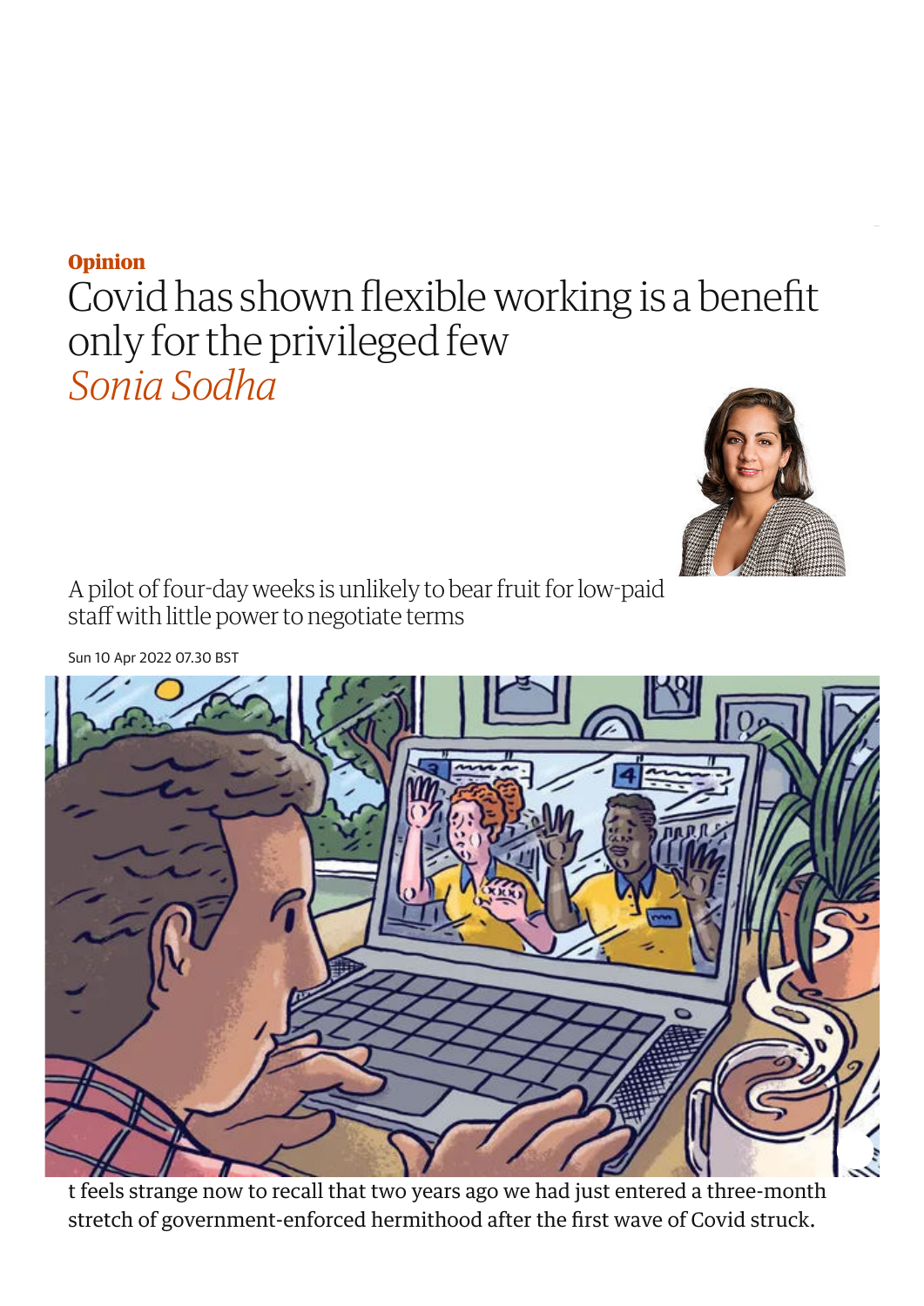**Opinion**

# Covid has shown flexible working is a benefit only for the privileged few

*Sonia Sodha*

A pilot of four-day weeks is unlikely to bear fruit for low-paid staff with little power to negotiate terms

Sun 10 Apr 2022 07.30 BST

t feels strange now to recall that two years ago we had just entered a three-month stretch of government-enforced hermithood after the first wave of Covid struck.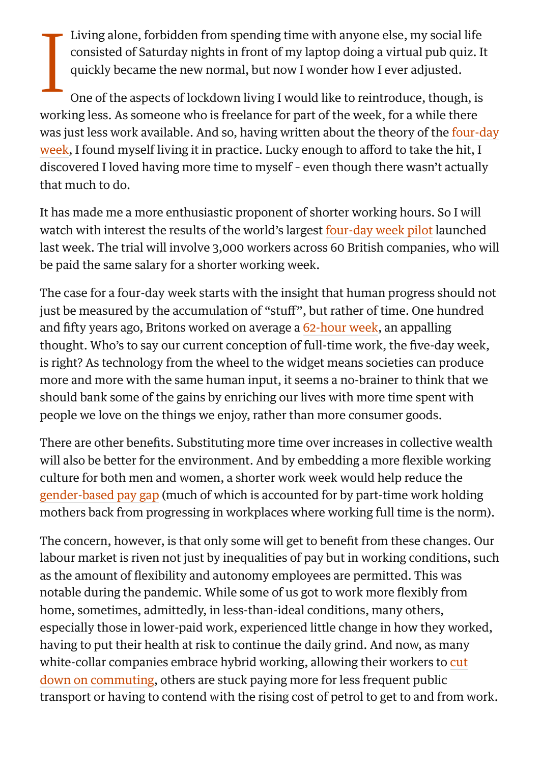I Living alone, forbidden from spending time with anyone else, my social life consisted of Saturday nights in front of my laptop doing a virtual pub quiz. It quickly became the new normal, but now I wonder how I ever adjusted.

One of the aspects of lockdown living I would like to reintroduce, though, is working less. As someone who is freelance for part of the week, for a while there was just less work available. And so, having written about the theory of the four-day week, I found myself living it in practice. Lucky enough to afford to take the hit, I discovered I loved having more time to myself - even though there wasn't actually that much to do.

It has made me a more enthusiastic proponent of shorter working hours. So I will watch with interest the results of the world's largest four-day week pilot launched last week. The trial will involve 3,000 workers across 60 British companies, who will be paid the same salary for a shorter working week.

The case for a four-day week starts with the insight that human progress should not just be measured by the accumulation of "stuff", but rather of time. One hundred and fifty years ago, Britons worked on average a 62-hour week, an appalling thought. Who's to say our current conception of full-time work, the five-day week, is right? As technology from the wheel to the widget means societies can produce more and more with the same human input, it seems a no-brainer to think that we should bank some of the gains by enriching our lives with more time spent with people we love on the things we enjoy, rather than more consumer goods.

There are other benefits. Substituting more time over increases in collective wealth will also be better for the environment. And by embedding a more flexible working culture for both men and women, a shorter work week would help reduce the gender-based pay gap (much of which is accounted for by part-time work holding mothers back from progressing in workplaces where working full time is the norm).

The concern, however, is that only some will get to benefit from these changes. Our labour market is riven not just by inequalities of pay but in working conditions, such as the amount of flexibility and autonomy employees are permitted. This was notable during the pandemic. While some of us got to work more flexibly from home, sometimes, admittedly, in less-than-ideal conditions, many others, especially those in lower-paid work, experienced little change in how they worked, having to put their health at risk to continue the daily grind. And now, as many white-collar companies embrace hybrid working, allowing their workers to cut down on commuting, others are stuck paying more for less frequent public transport or having to contend with the rising cost of petrol to get to and from work.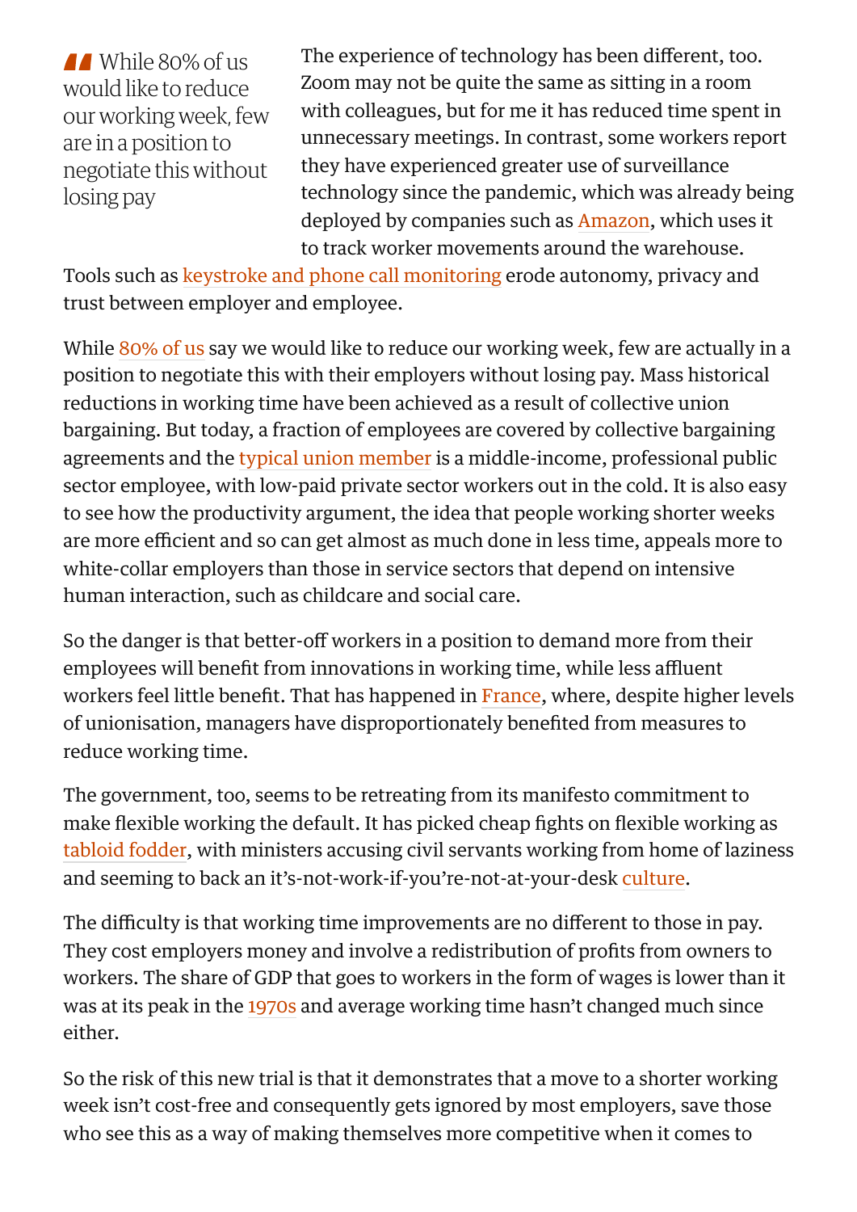> While 80% of us would like to reduce our working week, few are in a position to negotiate this without losing pay

The experience of technology has been different, too. Zoom may not be quite the same as sitting in a room with colleagues, but for me it has reduced time spent in unnecessary meetings. In contrast, some workers report they have experienced greater use of surveillance technology since the pandemic, which was already being deployed by companies such as Amazon, which uses it to track worker movements around the warehouse. Tools such as keystroke and phone call monitoring erode autonomy, privacy and trust between employer and employee.

While 80% of us say we would like to reduce our working week, few are actually in a position to negotiate this with their employers without losing pay. Mass historical reductions in working time have been achieved as a result of collective union bargaining. But today, a fraction of employees are covered by collective bargaining agreements and the typical union member is a middle-income, professional public sector employee, with low-paid private sector workers out in the cold. It is also easy to see how the productivity argument, the idea that people working shorter weeks are more efficient and so can get almost as much done in less time, appeals more to white-collar employers than those in service sectors that depend on intensive human interaction, such as childcare and social care.

So the danger is that better-off workers in a position to demand more from their employees will benefit from innovations in working time, while less affluent workers feel little benefit. That has happened in France, where, despite higher levels of unionisation, managers have disproportionately benefited from measures to reduce working time.

The government, too, seems to be retreating from its manifesto commitment to make flexible working the default. It has picked cheap fights on flexible working as tabloid fodder, with ministers accusing civil servants working from home of laziness and seeming to back an it's-not-work-if-you're-not-at-your-desk culture.

The difficulty is that working time improvements are no different to those in pay. They cost employers money and involve a redistribution of profits from owners to workers. The share of GDP that goes to workers in the form of wages is lower than it was at its peak in the 1970s and average working time hasn't changed much since either.

So the risk of this new trial is that it demonstrates that a move to a shorter working week isn't cost-free and consequently gets ignored by most employers, save those who see this as a way of making themselves more competitive when it comes to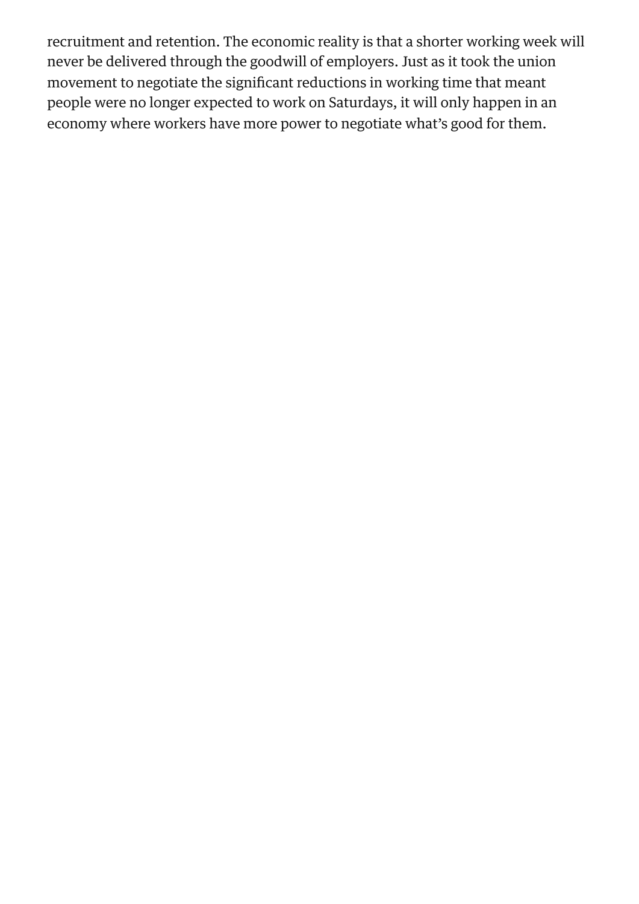recruitment and retention. The economic reality is that a shorter working week will never be delivered through the goodwill of employers. Just as it took the union movement to negotiate the significant reductions in working time that meant people were no longer expected to work on Saturdays, it will only happen in an economy where workers have more power to negotiate what's good for them.